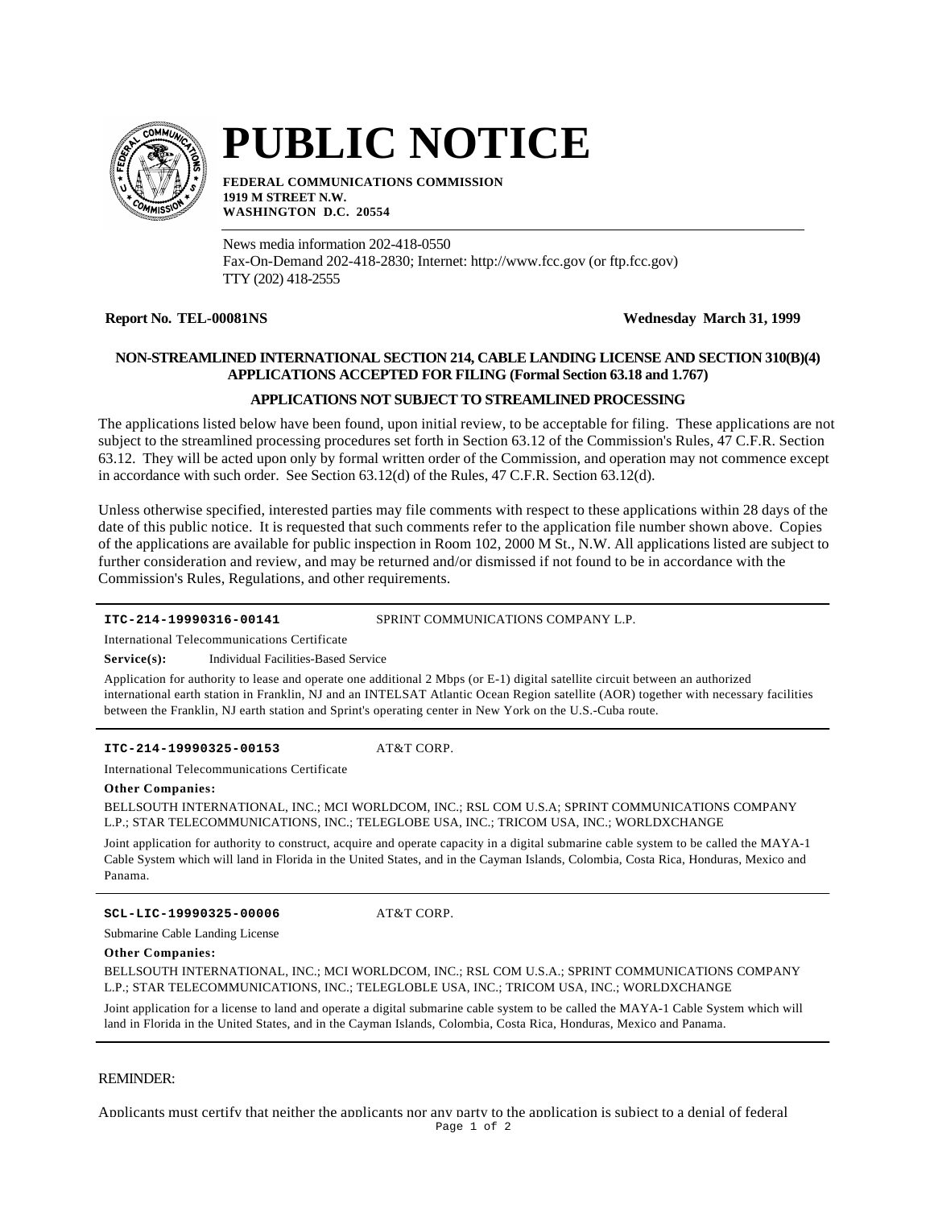# PUBLIC NOTICE

**FEDERAL COMMUNICATIONS COMMISSION**
**1919 M STREET N.W.**
**WASHINGTON D.C. 20554**

News media information 202-418-0550
Fax-On-Demand 202-418-2830; Internet: http://www.fcc.gov (or ftp.fcc.gov)
TTY (202) 418-2555

**Report No. TEL-00081NS** **Wednesday March 31, 1999**

### NON-STREAMLINED INTERNATIONAL SECTION 214, CABLE LANDING LICENSE AND SECTION 310(B)(4) APPLICATIONS ACCEPTED FOR FILING (Formal Section 63.18 and 1.767)

### APPLICATIONS NOT SUBJECT TO STREAMLINED PROCESSING

The applications listed below have been found, upon initial review, to be acceptable for filing. These applications are not subject to the streamlined processing procedures set forth in Section 63.12 of the Commission's Rules, 47 C.F.R. Section 63.12. They will be acted upon only by formal written order of the Commission, and operation may not commence except in accordance with such order. See Section 63.12(d) of the Rules, 47 C.F.R. Section 63.12(d).

Unless otherwise specified, interested parties may file comments with respect to these applications within 28 days of the date of this public notice. It is requested that such comments refer to the application file number shown above. Copies of the applications are available for public inspection in Room 102, 2000 M St., N.W. All applications listed are subject to further consideration and review, and may be returned and/or dismissed if not found to be in accordance with the Commission's Rules, Regulations, and other requirements.

---

**ITC-214-19990316-00141** SPRINT COMMUNICATIONS COMPANY L.P.

International Telecommunications Certificate

**Service(s):** Individual Facilities-Based Service

Application for authority to lease and operate one additional 2 Mbps (or E-1) digital satellite circuit between an authorized international earth station in Franklin, NJ and an INTELSAT Atlantic Ocean Region satellite (AOR) together with necessary facilities between the Franklin, NJ earth station and Sprint's operating center in New York on the U.S.-Cuba route.

---

**ITC-214-19990325-00153** AT&T CORP.

International Telecommunications Certificate

**Other Companies:**

BELLSOUTH INTERNATIONAL, INC.; MCI WORLDCOM, INC.; RSL COM U.S.A; SPRINT COMMUNICATIONS COMPANY L.P.; STAR TELECOMMUNICATIONS, INC.; TELEGLOBE USA, INC.; TRICOM USA, INC.; WORLDXCHANGE

Joint application for authority to construct, acquire and operate capacity in a digital submarine cable system to be called the MAYA-1 Cable System which will land in Florida in the United States, and in the Cayman Islands, Colombia, Costa Rica, Honduras, Mexico and Panama.

---

**SCL-LIC-19990325-00006** AT&T CORP.

Submarine Cable Landing License

**Other Companies:**

BELLSOUTH INTERNATIONAL, INC.; MCI WORLDCOM, INC.; RSL COM U.S.A.; SPRINT COMMUNICATIONS COMPANY L.P.; STAR TELECOMMUNICATIONS, INC.; TELEGLOBLE USA, INC.; TRICOM USA, INC.; WORLDXCHANGE

Joint application for a license to land and operate a digital submarine cable system to be called the MAYA-1 Cable System which will land in Florida in the United States, and in the Cayman Islands, Colombia, Costa Rica, Honduras, Mexico and Panama.

---

REMINDER:

Applicants must certify that neither the applicants nor any party to the application is subject to a denial of federal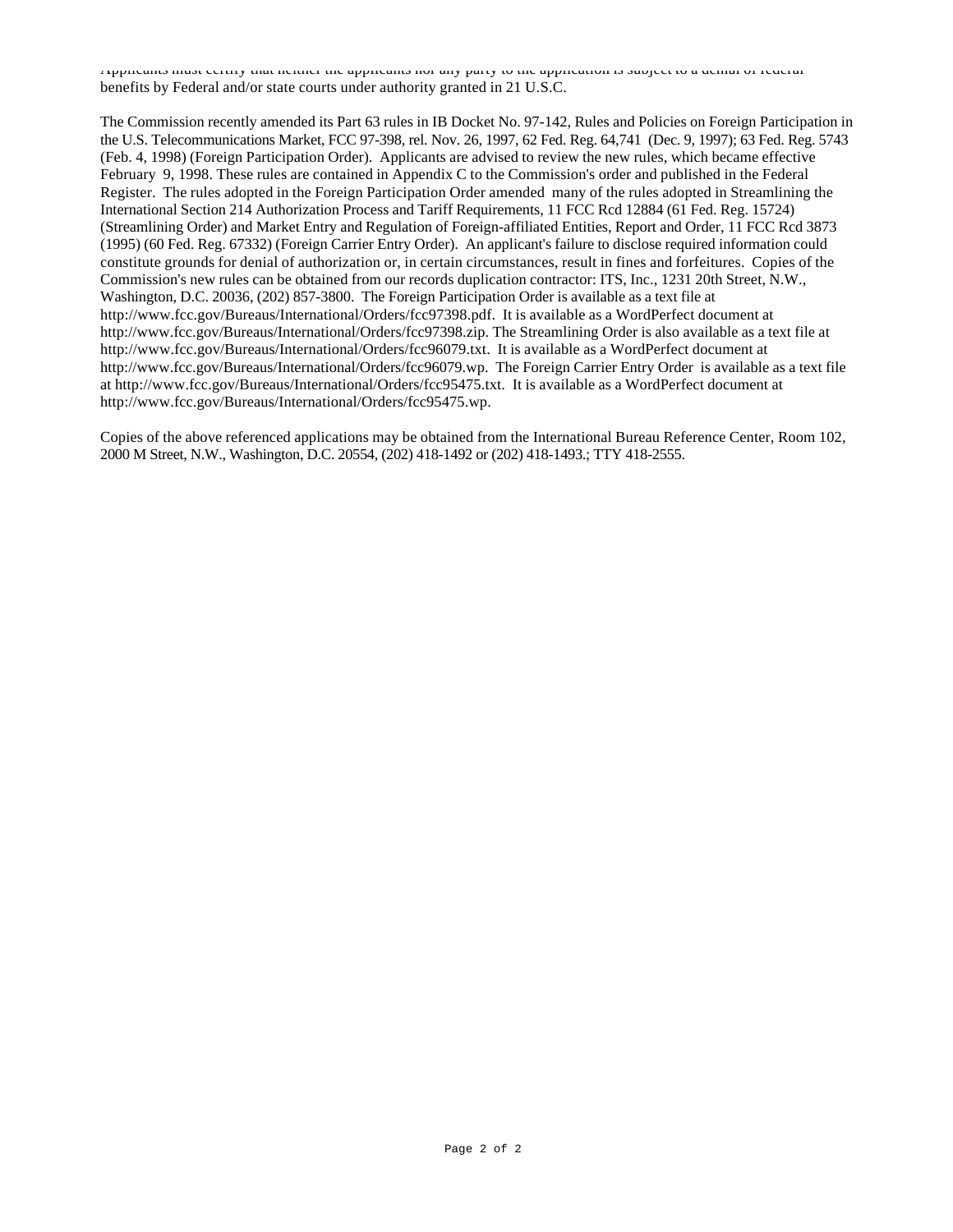Applicants must certify that neither the applicants nor any party to the application is subject to a denial of federal benefits by Federal and/or state courts under authority granted in 21 U.S.C.

The Commission recently amended its Part 63 rules in IB Docket No. 97-142, Rules and Policies on Foreign Participation in the U.S. Telecommunications Market, FCC 97-398, rel. Nov. 26, 1997, 62 Fed. Reg. 64,741 (Dec. 9, 1997); 63 Fed. Reg. 5743 (Feb. 4, 1998) (Foreign Participation Order). Applicants are advised to review the new rules, which became effective February 9, 1998. These rules are contained in Appendix C to the Commission's order and published in the Federal Register. The rules adopted in the Foreign Participation Order amended many of the rules adopted in Streamlining the International Section 214 Authorization Process and Tariff Requirements, 11 FCC Rcd 12884 (61 Fed. Reg. 15724) (Streamlining Order) and Market Entry and Regulation of Foreign-affiliated Entities, Report and Order, 11 FCC Rcd 3873 (1995) (60 Fed. Reg. 67332) (Foreign Carrier Entry Order). An applicant's failure to disclose required information could constitute grounds for denial of authorization or, in certain circumstances, result in fines and forfeitures. Copies of the Commission's new rules can be obtained from our records duplication contractor: ITS, Inc., 1231 20th Street, N.W., Washington, D.C. 20036, (202) 857-3800. The Foreign Participation Order is available as a text file at http://www.fcc.gov/Bureaus/International/Orders/fcc97398.pdf. It is available as a WordPerfect document at http://www.fcc.gov/Bureaus/International/Orders/fcc97398.zip. The Streamlining Order is also available as a text file at http://www.fcc.gov/Bureaus/International/Orders/fcc96079.txt. It is available as a WordPerfect document at http://www.fcc.gov/Bureaus/International/Orders/fcc96079.wp. The Foreign Carrier Entry Order is available as a text file at http://www.fcc.gov/Bureaus/International/Orders/fcc95475.txt. It is available as a WordPerfect document at http://www.fcc.gov/Bureaus/International/Orders/fcc95475.wp.

Copies of the above referenced applications may be obtained from the International Bureau Reference Center, Room 102, 2000 M Street, N.W., Washington, D.C. 20554, (202) 418-1492 or (202) 418-1493.; TTY 418-2555.